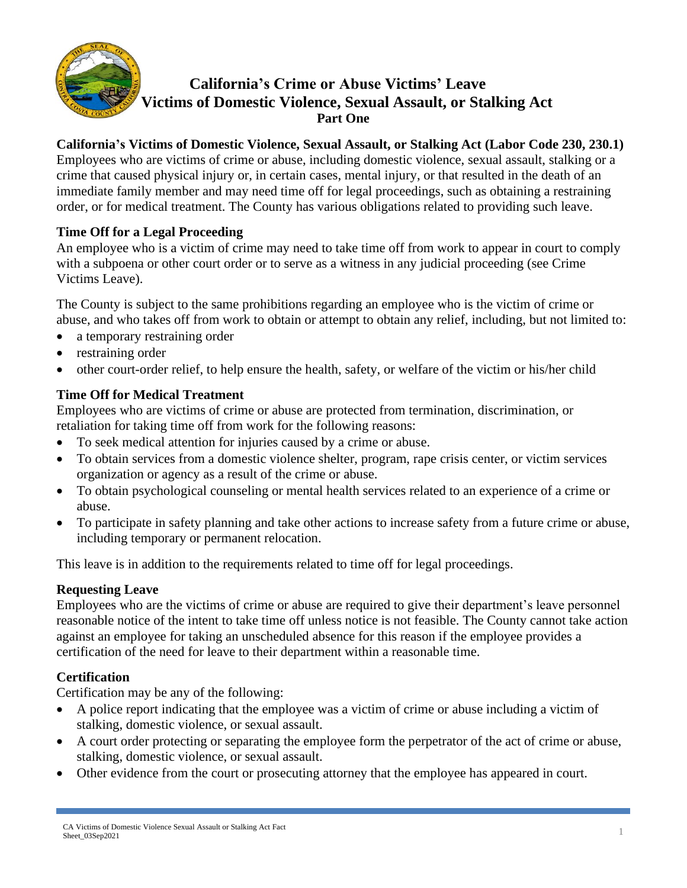# California's Crime or Abuse Victims' Leave
# Victims of Domestic Violence, Sexual Assault, or Stalking Act
## Part One

**California's Victims of Domestic Violence, Sexual Assault, or Stalking Act (Labor Code 230, 230.1)**
Employees who are victims of crime or abuse, including domestic violence, sexual assault, stalking or a crime that caused physical injury or, in certain cases, mental injury, or that resulted in the death of an immediate family member and may need time off for legal proceedings, such as obtaining a restraining order, or for medical treatment. The County has various obligations related to providing such leave.

### Time Off for a Legal Proceeding

An employee who is a victim of crime may need to take time off from work to appear in court to comply with a subpoena or other court order or to serve as a witness in any judicial proceeding (see Crime Victims Leave).

The County is subject to the same prohibitions regarding an employee who is the victim of crime or abuse, and who takes off from work to obtain or attempt to obtain any relief, including, but not limited to:

- a temporary restraining order
- restraining order
- other court-order relief, to help ensure the health, safety, or welfare of the victim or his/her child

### Time Off for Medical Treatment

Employees who are victims of crime or abuse are protected from termination, discrimination, or retaliation for taking time off from work for the following reasons:

- To seek medical attention for injuries caused by a crime or abuse.
- To obtain services from a domestic violence shelter, program, rape crisis center, or victim services organization or agency as a result of the crime or abuse.
- To obtain psychological counseling or mental health services related to an experience of a crime or abuse.
- To participate in safety planning and take other actions to increase safety from a future crime or abuse, including temporary or permanent relocation.

This leave is in addition to the requirements related to time off for legal proceedings.

### Requesting Leave

Employees who are the victims of crime or abuse are required to give their department's leave personnel reasonable notice of the intent to take time off unless notice is not feasible. The County cannot take action against an employee for taking an unscheduled absence for this reason if the employee provides a certification of the need for leave to their department within a reasonable time.

### Certification

Certification may be any of the following:

- A police report indicating that the employee was a victim of crime or abuse including a victim of stalking, domestic violence, or sexual assault.
- A court order protecting or separating the employee form the perpetrator of the act of crime or abuse, stalking, domestic violence, or sexual assault.
- Other evidence from the court or prosecuting attorney that the employee has appeared in court.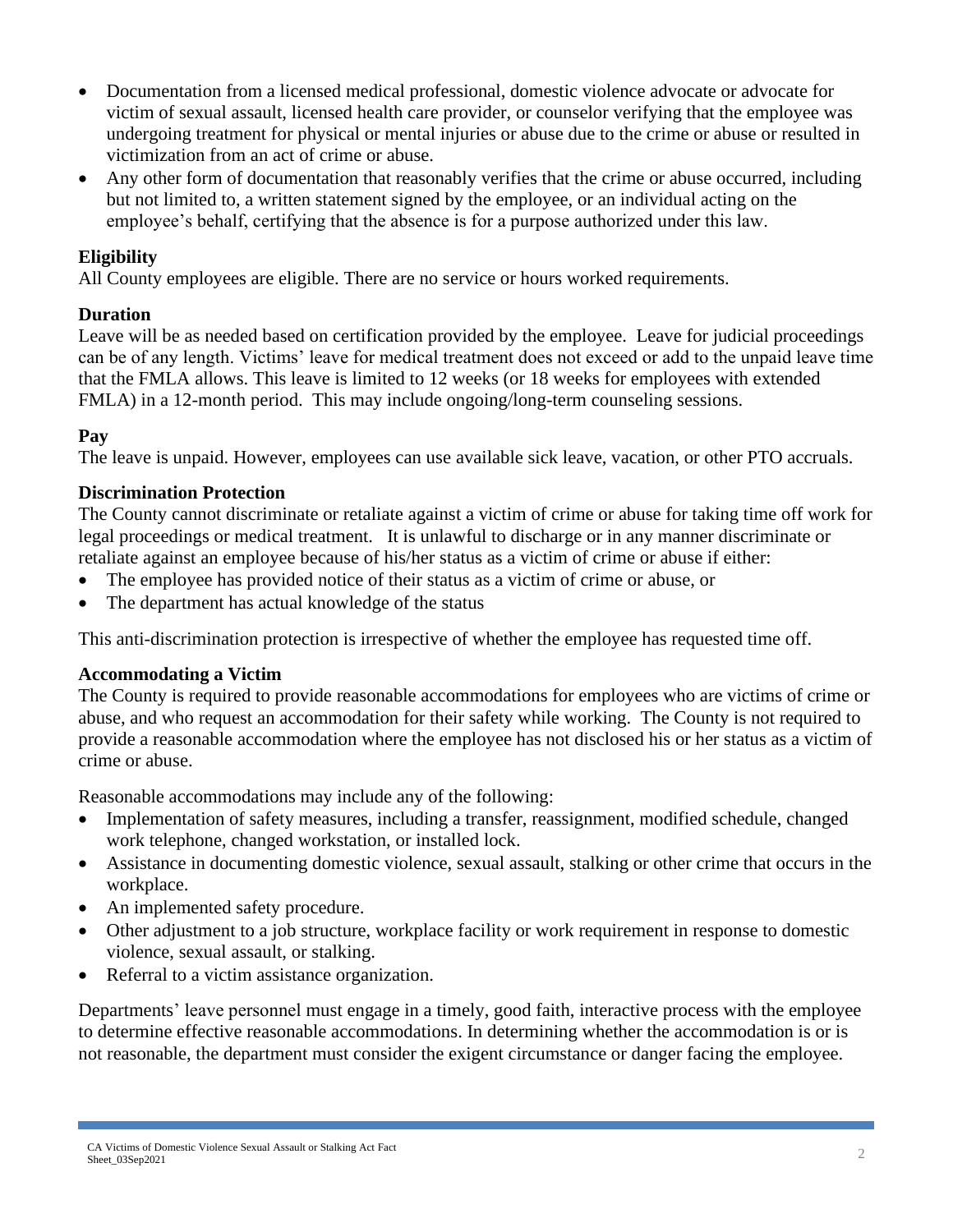- Documentation from a licensed medical professional, domestic violence advocate or advocate for victim of sexual assault, licensed health care provider, or counselor verifying that the employee was undergoing treatment for physical or mental injuries or abuse due to the crime or abuse or resulted in victimization from an act of crime or abuse.
- Any other form of documentation that reasonably verifies that the crime or abuse occurred, including but not limited to, a written statement signed by the employee, or an individual acting on the employee's behalf, certifying that the absence is for a purpose authorized under this law.

**Eligibility**
All County employees are eligible. There are no service or hours worked requirements.

**Duration**
Leave will be as needed based on certification provided by the employee. Leave for judicial proceedings can be of any length. Victims' leave for medical treatment does not exceed or add to the unpaid leave time that the FMLA allows. This leave is limited to 12 weeks (or 18 weeks for employees with extended FMLA) in a 12-month period. This may include ongoing/long-term counseling sessions.

**Pay**
The leave is unpaid. However, employees can use available sick leave, vacation, or other PTO accruals.

**Discrimination Protection**
The County cannot discriminate or retaliate against a victim of crime or abuse for taking time off work for legal proceedings or medical treatment. It is unlawful to discharge or in any manner discriminate or retaliate against an employee because of his/her status as a victim of crime or abuse if either:

- The employee has provided notice of their status as a victim of crime or abuse, or
- The department has actual knowledge of the status

This anti-discrimination protection is irrespective of whether the employee has requested time off.

**Accommodating a Victim**
The County is required to provide reasonable accommodations for employees who are victims of crime or abuse, and who request an accommodation for their safety while working. The County is not required to provide a reasonable accommodation where the employee has not disclosed his or her status as a victim of crime or abuse.

Reasonable accommodations may include any of the following:

- Implementation of safety measures, including a transfer, reassignment, modified schedule, changed work telephone, changed workstation, or installed lock.
- Assistance in documenting domestic violence, sexual assault, stalking or other crime that occurs in the workplace.
- An implemented safety procedure.
- Other adjustment to a job structure, workplace facility or work requirement in response to domestic violence, sexual assault, or stalking.
- Referral to a victim assistance organization.

Departments' leave personnel must engage in a timely, good faith, interactive process with the employee to determine effective reasonable accommodations. In determining whether the accommodation is or is not reasonable, the department must consider the exigent circumstance or danger facing the employee.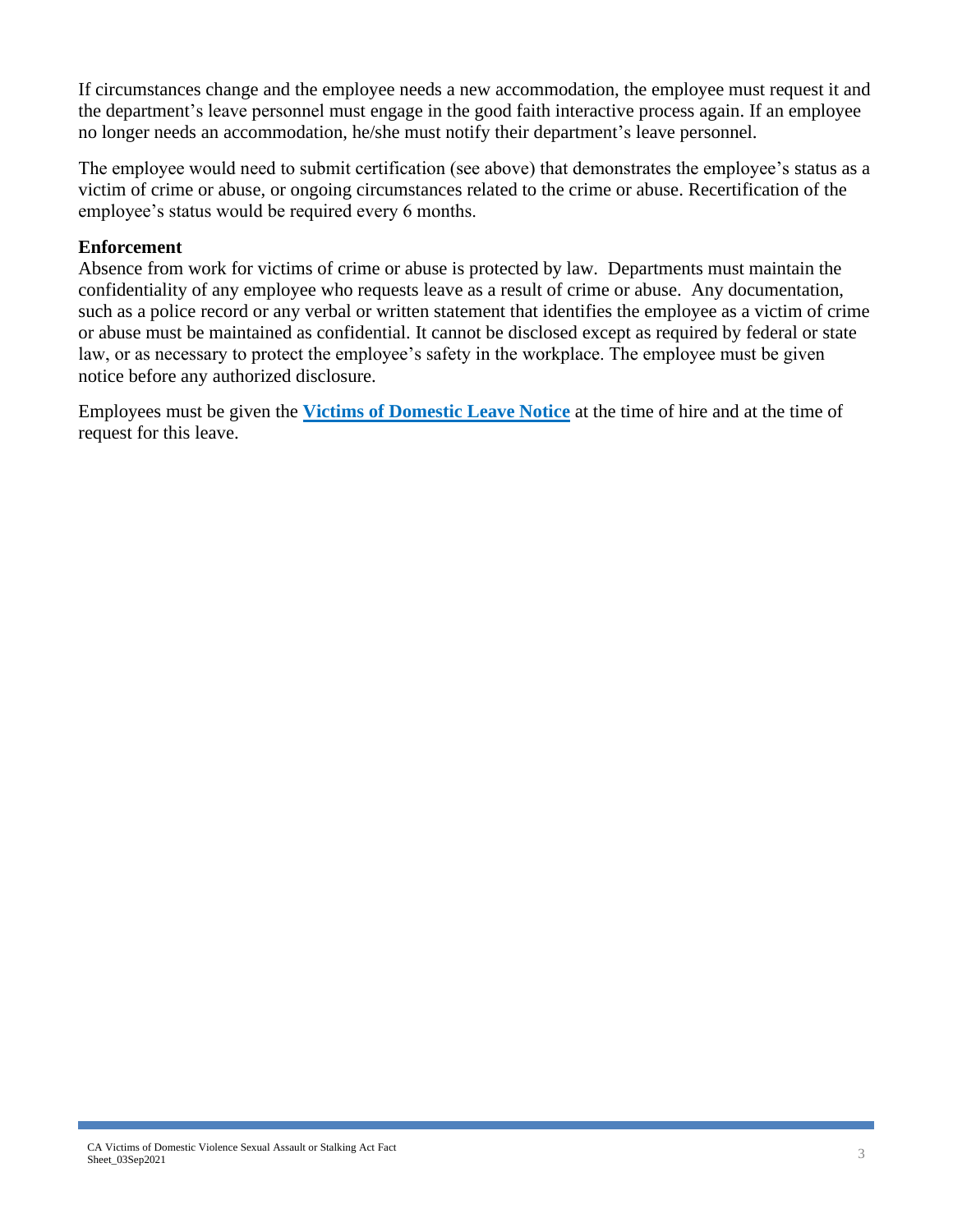If circumstances change and the employee needs a new accommodation, the employee must request it and the department's leave personnel must engage in the good faith interactive process again. If an employee no longer needs an accommodation, he/she must notify their department's leave personnel.

The employee would need to submit certification (see above) that demonstrates the employee's status as a victim of crime or abuse, or ongoing circumstances related to the crime or abuse. Recertification of the employee's status would be required every 6 months.

**Enforcement**

Absence from work for victims of crime or abuse is protected by law. Departments must maintain the confidentiality of any employee who requests leave as a result of crime or abuse. Any documentation, such as a police record or any verbal or written statement that identifies the employee as a victim of crime or abuse must be maintained as confidential. It cannot be disclosed except as required by federal or state law, or as necessary to protect the employee's safety in the workplace. The employee must be given notice before any authorized disclosure.

Employees must be given the **Victims of Domestic Leave Notice** at the time of hire and at the time of request for this leave.